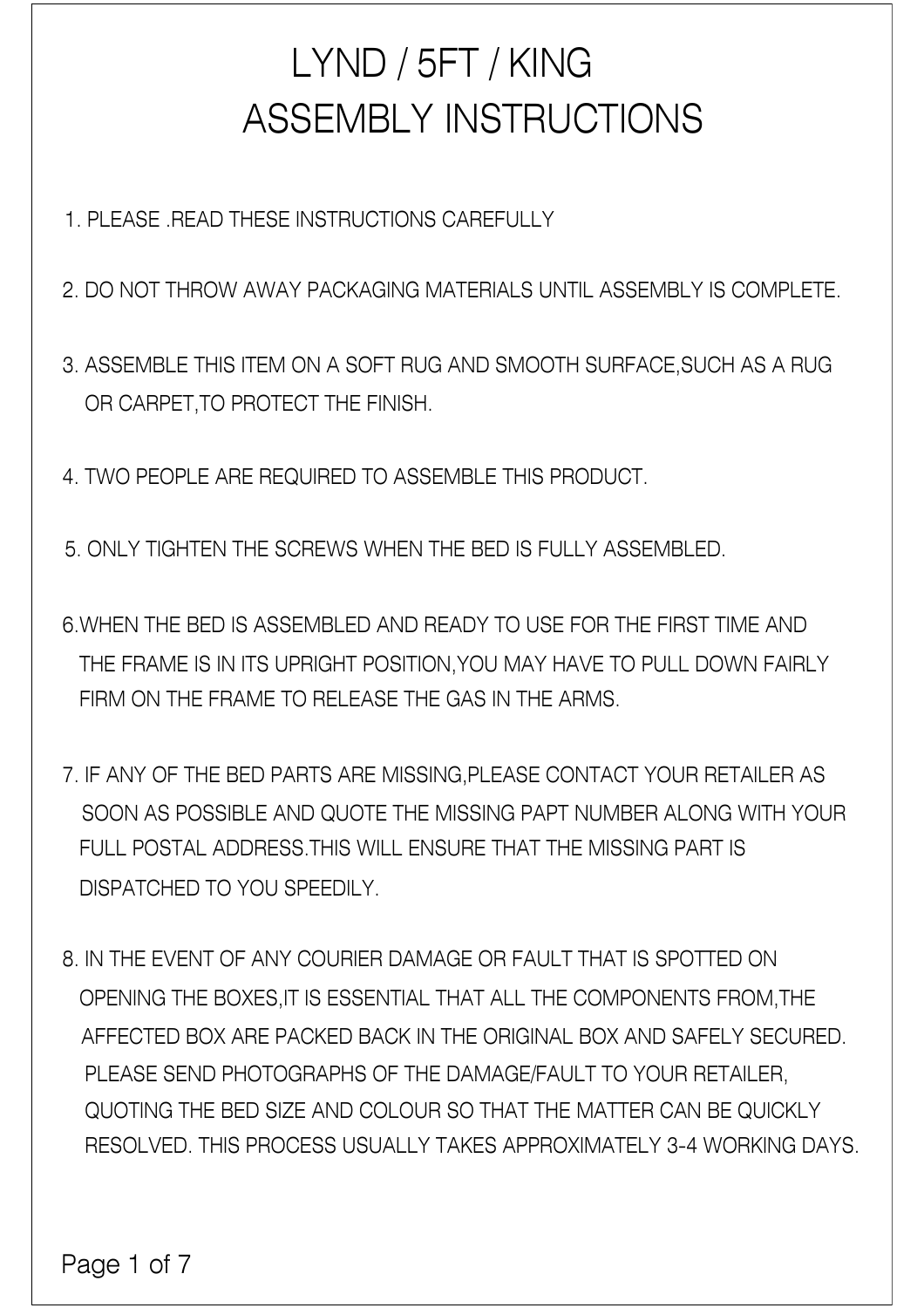# LYND / 5FT / KING
# ASSEMBLY INSTRUCTIONS

1. PLEASE .READ THESE INSTRUCTIONS CAREFULLY

2. DO NOT THROW AWAY PACKAGING MATERIALS UNTIL ASSEMBLY IS COMPLETE.

3. ASSEMBLE THIS ITEM ON A SOFT RUG AND SMOOTH SURFACE,SUCH AS A RUG OR CARPET,TO PROTECT THE FINISH.

4. TWO PEOPLE ARE REQUIRED TO ASSEMBLE THIS PRODUCT.

5. ONLY TIGHTEN THE SCREWS WHEN THE BED IS FULLY ASSEMBLED.

6. WHEN THE BED IS ASSEMBLED AND READY TO USE FOR THE FIRST TIME AND THE FRAME IS IN ITS UPRIGHT POSITION,YOU MAY HAVE TO PULL DOWN FAIRLY FIRM ON THE FRAME TO RELEASE THE GAS IN THE ARMS.

7. IF ANY OF THE BED PARTS ARE MISSING,PLEASE CONTACT YOUR RETAILER AS SOON AS POSSIBLE AND QUOTE THE MISSING PAPT NUMBER ALONG WITH YOUR FULL POSTAL ADDRESS.THIS WILL ENSURE THAT THE MISSING PART IS DISPATCHED TO YOU SPEEDILY.

8. IN THE EVENT OF ANY COURIER DAMAGE OR FAULT THAT IS SPOTTED ON OPENING THE BOXES,IT IS ESSENTIAL THAT ALL THE COMPONENTS FROM,THE AFFECTED BOX ARE PACKED BACK IN THE ORIGINAL BOX AND SAFELY SECURED. PLEASE SEND PHOTOGRAPHS OF THE DAMAGE/FAULT TO YOUR RETAILER, QUOTING THE BED SIZE AND COLOUR SO THAT THE MATTER CAN BE QUICKLY RESOLVED. THIS PROCESS USUALLY TAKES APPROXIMATELY 3-4 WORKING DAYS.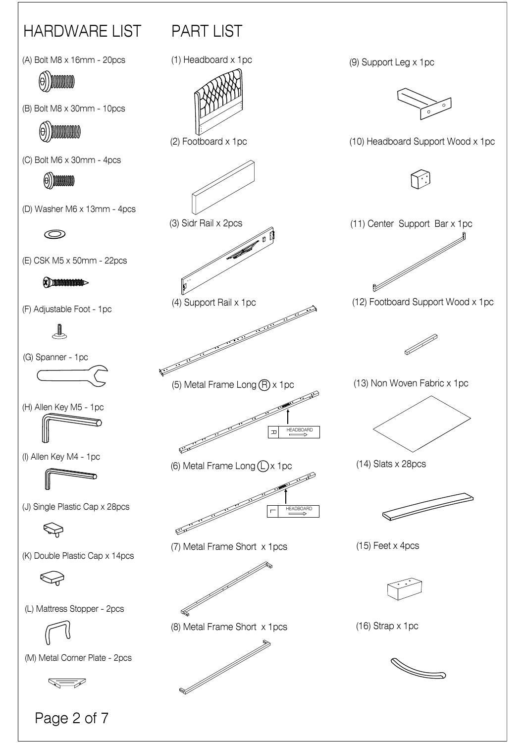## HARDWARE LIST

(A) Bolt M8 x 16mm - 20pcs

(B) Bolt M8 x 30mm - 10pcs

(C) Bolt M6 x 30mm - 4pcs

(D) Washer M6 x 13mm - 4pcs

(E) CSK M5 x 50mm - 22pcs

(F) Adjustable Foot - 1pc

(G) Spanner - 1pc

(H) Allen Key M5 - 1pc

(I) Allen Key M4 - 1pc

(J) Single Plastic Cap x 28pcs

(K) Double Plastic Cap x 14pcs

(L) Mattress Stopper - 2pcs

(M) Metal Corner Plate - 2pcs

## PART LIST

(1) Headboard x 1pc

(2) Footboard x 1pc

(3) Sidr Rail x 2pcs

(4) Support Rail x 1pc

(5) Metal Frame Long (R) x 1pc

R HEADBOARD

(6) Metal Frame Long (L) x 1pc

L HEADBOARD

(7) Metal Frame Short x 1pcs

(8) Metal Frame Short x 1pcs

(9) Support Leg x 1pc

(10) Headboard Support Wood x 1pc

(11) Center Support Bar x 1pc

(12) Footboard Support Wood x 1pc

(13) Non Woven Fabric x 1pc

(14) Slats x 28pcs

(15) Feet x 4pcs

(16) Strap x 1pc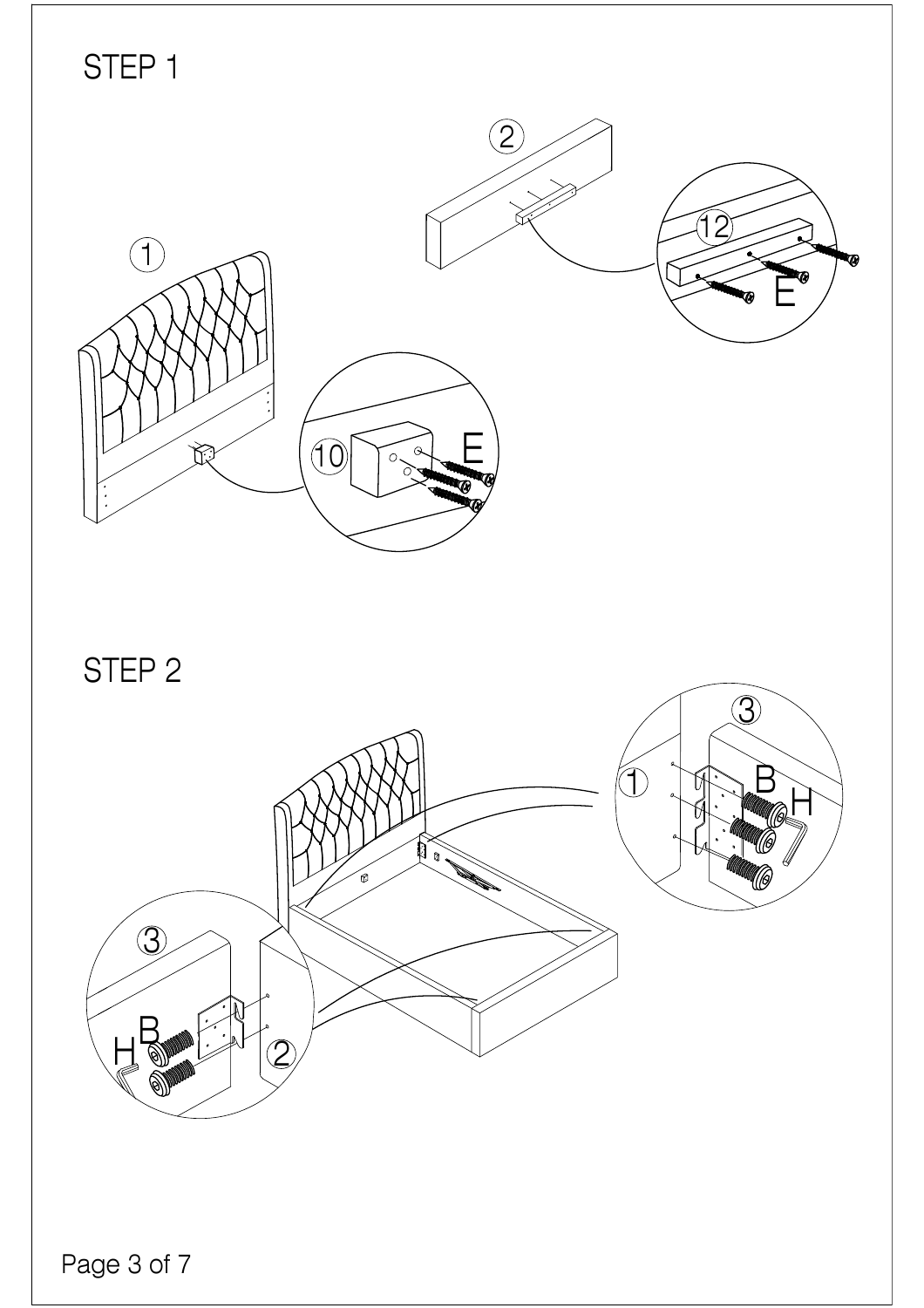## STEP 1

① ② ⑫ E ⑩ E

## STEP 2

③ ① B H ③ B H ②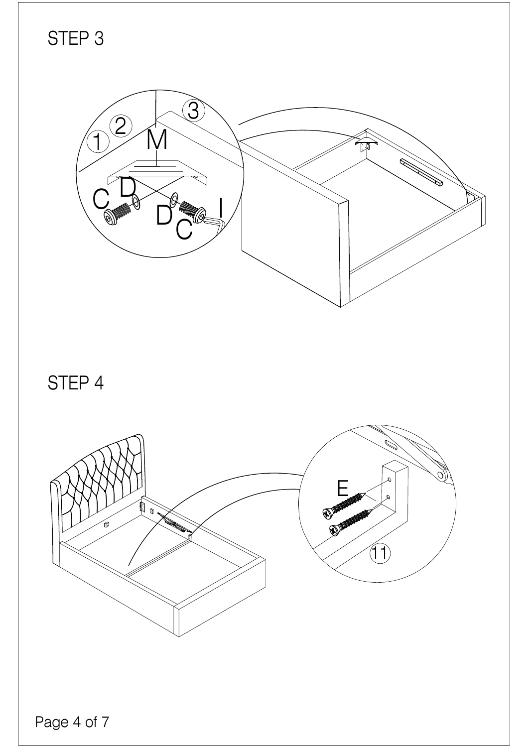## STEP 3

1 2 3 M C D D C I

## STEP 4

E 11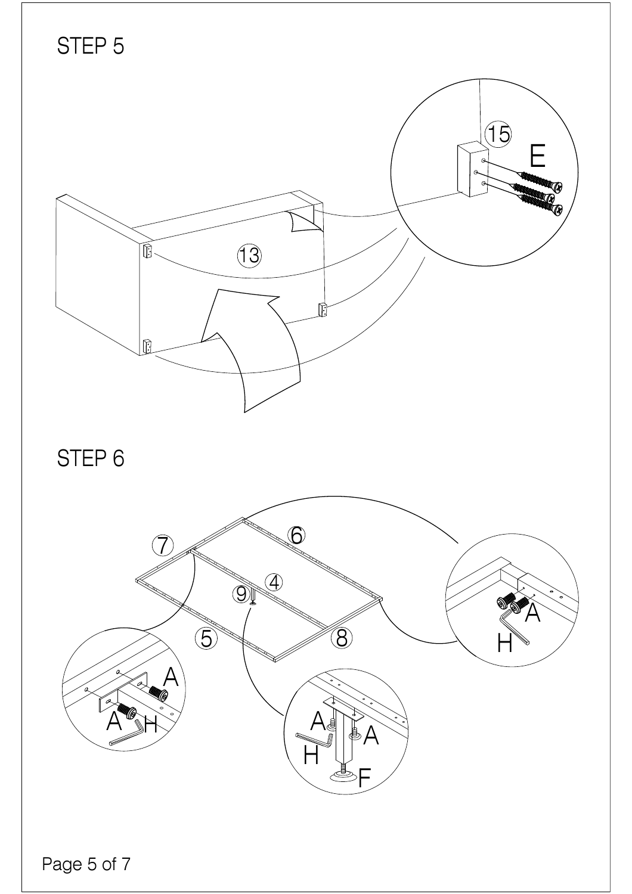## STEP 5

13

15

E

## STEP 6

7

6

4

9

5

8

A

A

H

A

A

H

F

A

H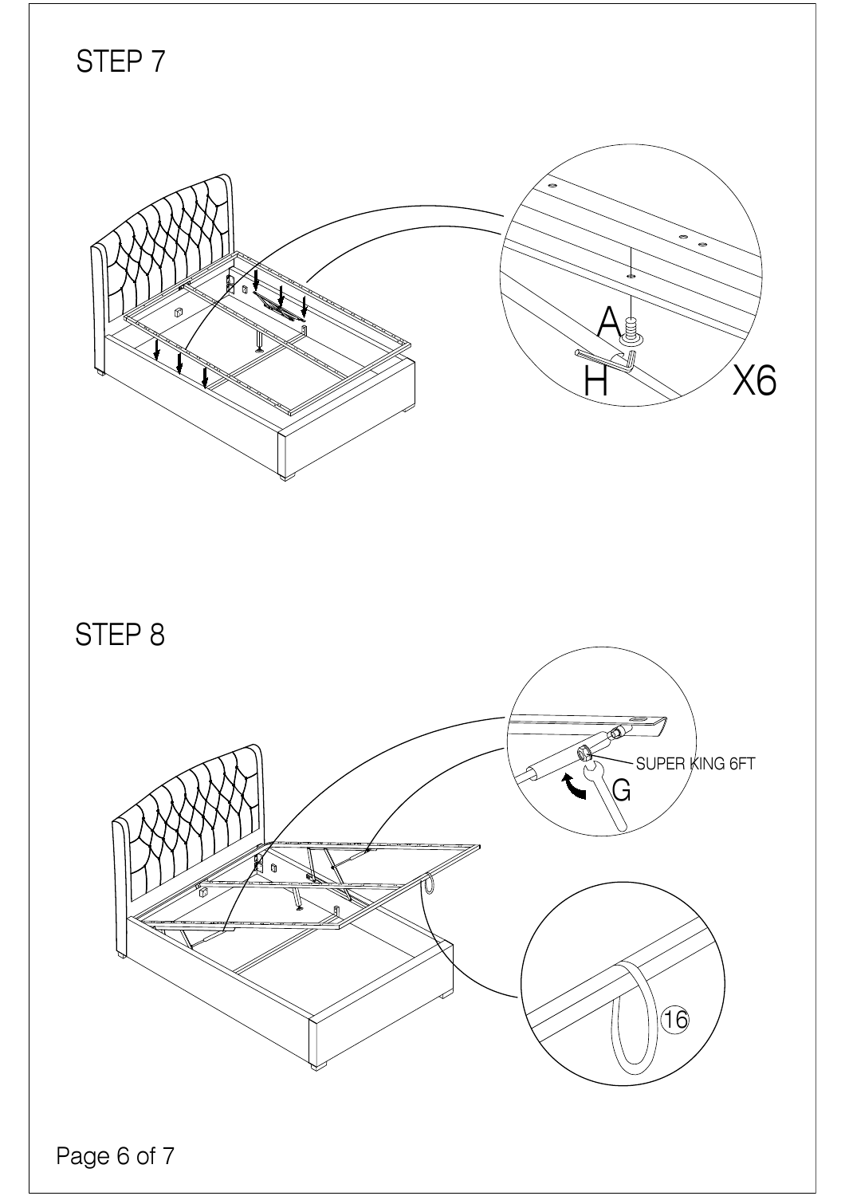## STEP 7

A

H

X6

## STEP 8

SUPER KING 6FT

G

16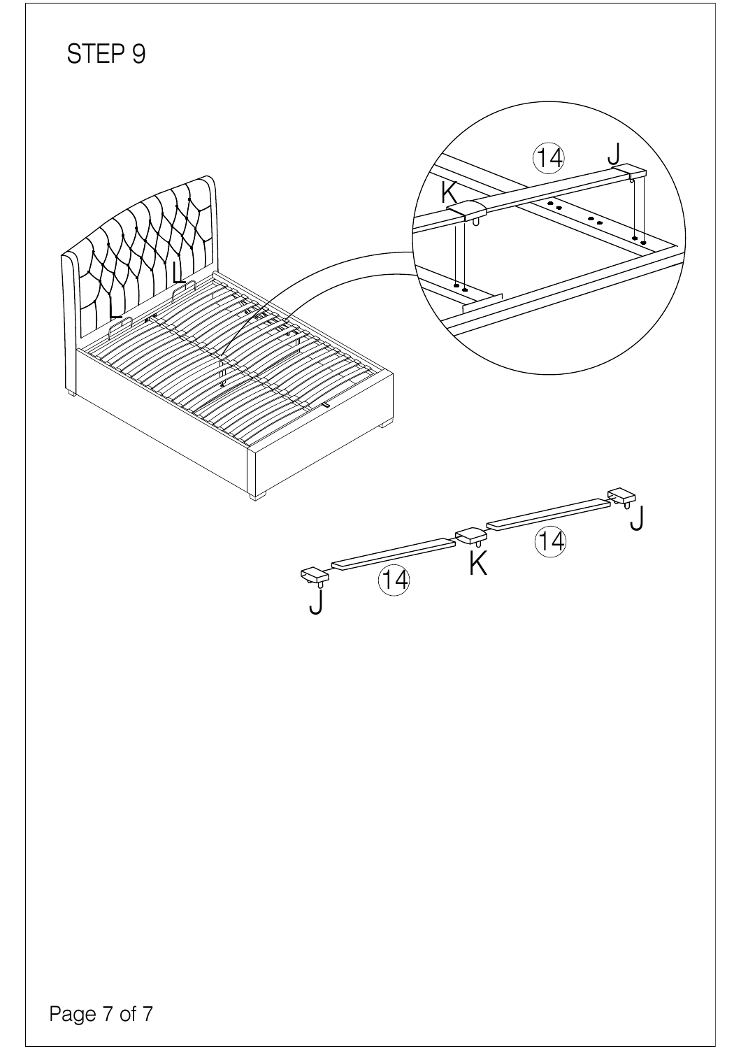# STEP 9

14

J

K

L

L

J

14

K

14

J